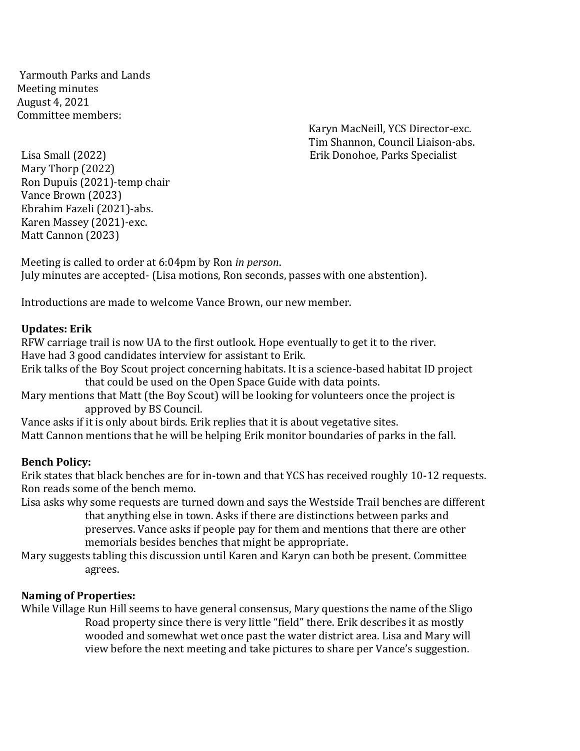Yarmouth Parks and Lands
Meeting minutes
August 4, 2021
Committee members:

Lisa Small (2022)
Mary Thorp (2022)
Ron Dupuis (2021)-temp chair
Vance Brown (2023)
Ebrahim Fazeli (2021)-abs.
Karen Massey (2021)-exc.
Matt Cannon (2023)

Karyn MacNeill, YCS Director-exc.
Tim Shannon, Council Liaison-abs.
Erik Donohoe, Parks Specialist

Meeting is called to order at 6:04pm by Ron *in person*.
July minutes are accepted- (Lisa motions, Ron seconds, passes with one abstention).

Introductions are made to welcome Vance Brown, our new member.

**Updates: Erik**

RFW carriage trail is now UA to the first outlook. Hope eventually to get it to the river.
Have had 3 good candidates interview for assistant to Erik.
Erik talks of the Boy Scout project concerning habitats. It is a science-based habitat ID project that could be used on the Open Space Guide with data points.
Mary mentions that Matt (the Boy Scout) will be looking for volunteers once the project is approved by BS Council.
Vance asks if it is only about birds. Erik replies that it is about vegetative sites.
Matt Cannon mentions that he will be helping Erik monitor boundaries of parks in the fall.

**Bench Policy:**

Erik states that black benches are for in-town and that YCS has received roughly 10-12 requests.
Ron reads some of the bench memo.
Lisa asks why some requests are turned down and says the Westside Trail benches are different that anything else in town. Asks if there are distinctions between parks and preserves. Vance asks if people pay for them and mentions that there are other memorials besides benches that might be appropriate.
Mary suggests tabling this discussion until Karen and Karyn can both be present. Committee agrees.

**Naming of Properties:**

While Village Run Hill seems to have general consensus, Mary questions the name of the Sligo Road property since there is very little "field" there. Erik describes it as mostly wooded and somewhat wet once past the water district area. Lisa and Mary will view before the next meeting and take pictures to share per Vance's suggestion.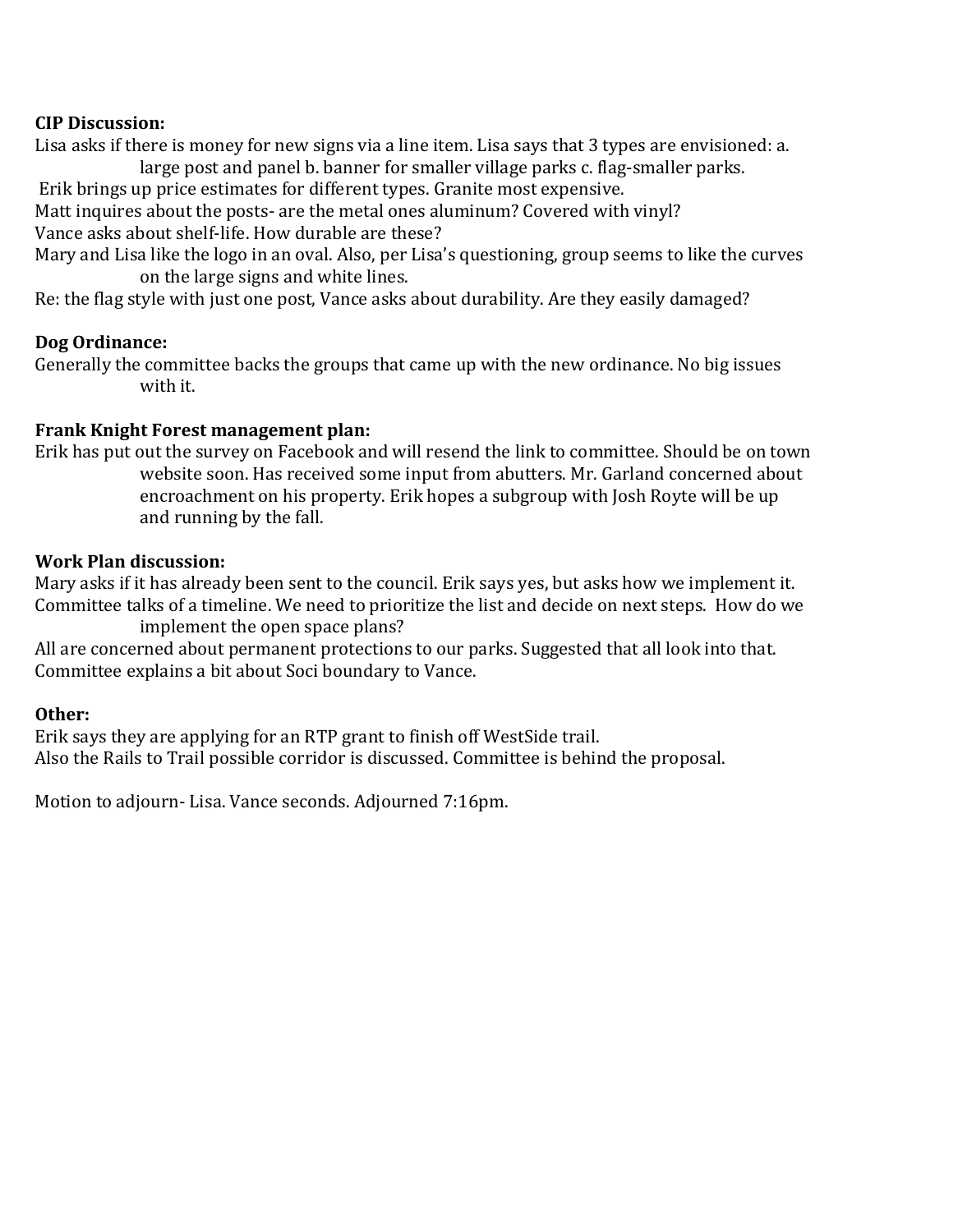**CIP Discussion:**

Lisa asks if there is money for new signs via a line item. Lisa says that 3 types are envisioned: a. large post and panel b. banner for smaller village parks c. flag-smaller parks.

Erik brings up price estimates for different types. Granite most expensive.

Matt inquires about the posts- are the metal ones aluminum? Covered with vinyl?

Vance asks about shelf-life. How durable are these?

Mary and Lisa like the logo in an oval. Also, per Lisa's questioning, group seems to like the curves on the large signs and white lines.

Re: the flag style with just one post, Vance asks about durability. Are they easily damaged?

**Dog Ordinance:**

Generally the committee backs the groups that came up with the new ordinance. No big issues with it.

**Frank Knight Forest management plan:**

Erik has put out the survey on Facebook and will resend the link to committee. Should be on town website soon. Has received some input from abutters. Mr. Garland concerned about encroachment on his property. Erik hopes a subgroup with Josh Royte will be up and running by the fall.

**Work Plan discussion:**

Mary asks if it has already been sent to the council. Erik says yes, but asks how we implement it.

Committee talks of a timeline. We need to prioritize the list and decide on next steps. How do we implement the open space plans?

All are concerned about permanent protections to our parks. Suggested that all look into that.

Committee explains a bit about Soci boundary to Vance.

**Other:**

Erik says they are applying for an RTP grant to finish off WestSide trail.

Also the Rails to Trail possible corridor is discussed. Committee is behind the proposal.

Motion to adjourn- Lisa. Vance seconds. Adjourned 7:16pm.